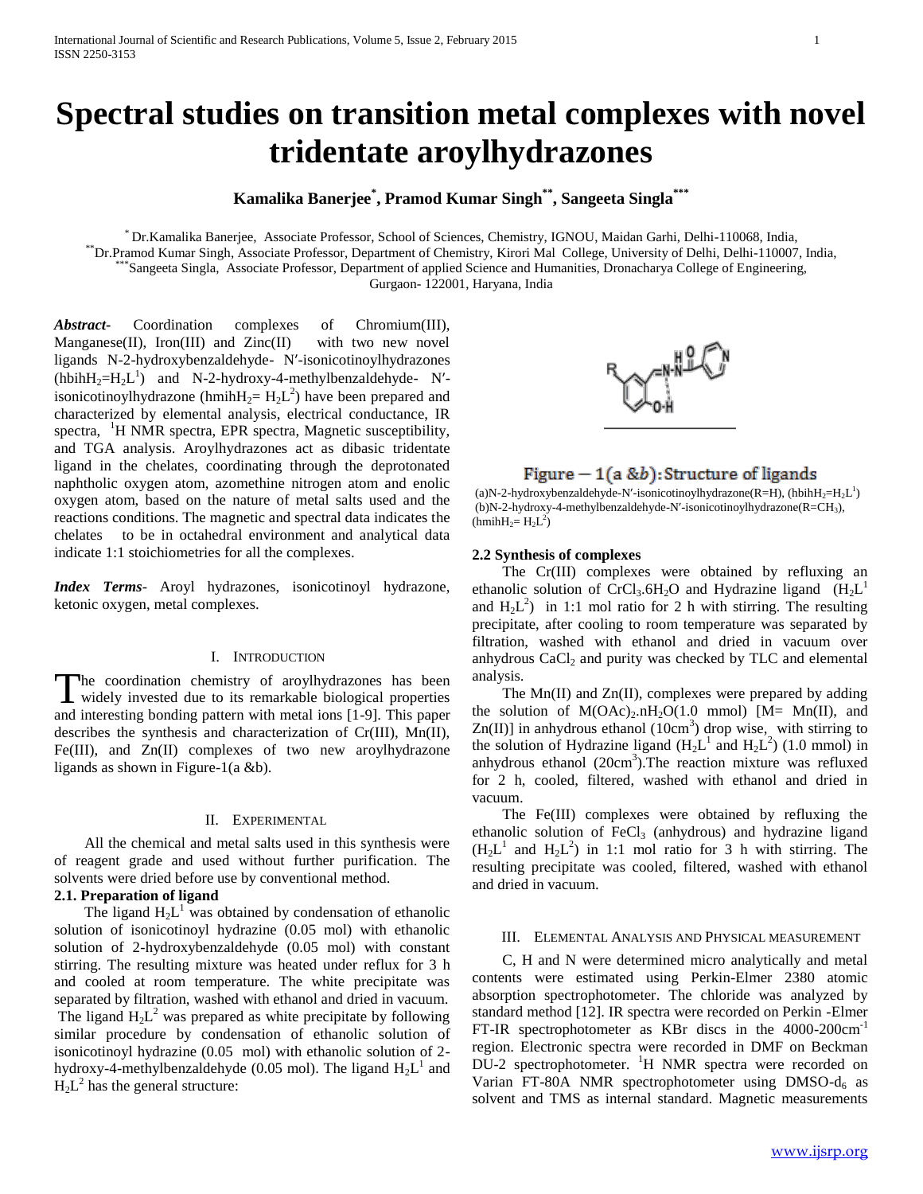# Spectral studies on transition metal complexes with novel tridentate aroylhydrazones

**Kamalika Banerjee[*], Pramod Kumar Singh[**], Sangeeta Singla[***]**

[*] Dr.Kamalika Banerjee, Associate Professor, School of Sciences, Chemistry, IGNOU, Maidan Garhi, Delhi-110068, India,
[**] Dr.Pramod Kumar Singh, Associate Professor, Department of Chemistry, Kirori Mal College, University of Delhi, Delhi-110007, India,
[***] Sangeeta Singla, Associate Professor, Department of applied Science and Humanities, Dronacharya College of Engineering, Gurgaon- 122001, Haryana, India

***Abstract*-** Coordination complexes of Chromium(III), Manganese(II), Iron(III) and Zinc(II) with two new novel ligands N-2-hydroxybenzaldehyde- N′-isonicotinoylhydrazones (hbihH$_2$=H$_2$L$^1$) and N-2-hydroxy-4-methylbenzaldehyde- N′-isonicotinoylhydrazone (hmihH$_2$= H$_2$L$^2$) have been prepared and characterized by elemental analysis, electrical conductance, IR spectra, $^1$H NMR spectra, EPR spectra, Magnetic susceptibility, and TGA analysis. Aroylhydrazones act as dibasic tridentate ligand in the chelates, coordinating through the deprotonated naphtholic oxygen atom, azomethine nitrogen atom and enolic oxygen atom, based on the nature of metal salts used and the reactions conditions. The magnetic and spectral data indicates the chelates to be in octahedral environment and analytical data indicate 1:1 stoichiometries for all the complexes.

***Index Terms*-** Aroyl hydrazones, isonicotinoyl hydrazone, ketonic oxygen, metal complexes.

## I. Introduction

The coordination chemistry of aroylhydrazones has been widely invested due to its remarkable biological properties and interesting bonding pattern with metal ions [1-9]. This paper describes the synthesis and characterization of Cr(III), Mn(II), Fe(III), and Zn(II) complexes of two new aroylhydrazone ligands as shown in Figure-1(a &b).

## II. Experimental

All the chemical and metal salts used in this synthesis were of reagent grade and used without further purification. The solvents were dried before use by conventional method.

### 2.1. Preparation of ligand

The ligand H$_2$L$^1$ was obtained by condensation of ethanolic solution of isonicotinoyl hydrazine (0.05 mol) with ethanolic solution of 2-hydroxybenzaldehyde (0.05 mol) with constant stirring. The resulting mixture was heated under reflux for 3 h and cooled at room temperature. The white precipitate was separated by filtration, washed with ethanol and dried in vacuum. The ligand H$_2$L$^2$ was prepared as white precipitate by following similar procedure by condensation of ethanolic solution of isonicotinoyl hydrazine (0.05 mol) with ethanolic solution of 2-hydroxy-4-methylbenzaldehyde (0.05 mol). The ligand H$_2$L$^1$ and H$_2$L$^2$ has the general structure:

Figure – 1(a &b): Structure of ligands

(a)N-2-hydroxybenzaldehyde-N′-isonicotinoylhydrazone(R=H), (hbihH$_2$=H$_2$L$^1$)
(b)N-2-hydroxy-4-methylbenzaldehyde-N′-isonicotinoylhydrazone(R=CH$_3$), (hmihH$_2$= H$_2$L$^2$)

### 2.2 Synthesis of complexes

The Cr(III) complexes were obtained by refluxing an ethanolic solution of $CrCl_3.6H_2O$ and Hydrazine ligand (H$_2$L$^1$ and H$_2$L$^2$) in 1:1 mol ratio for 2 h with stirring. The resulting precipitate, after cooling to room temperature was separated by filtration, washed with ethanol and dried in vacuum over anhydrous $CaCl_2$ and purity was checked by TLC and elemental analysis.

The Mn(II) and Zn(II), complexes were prepared by adding the solution of $M(OAc)_2.nH_2O$(1.0 mmol) [M= Mn(II), and Zn(II)] in anhydrous ethanol (10cm$^3$) drop wise, with stirring to the solution of Hydrazine ligand (H$_2$L$^1$ and H$_2$L$^2$) (1.0 mmol) in anhydrous ethanol (20cm$^3$).The reaction mixture was refluxed for 2 h, cooled, filtered, washed with ethanol and dried in vacuum.

The Fe(III) complexes were obtained by refluxing the ethanolic solution of $FeCl_3$ (anhydrous) and hydrazine ligand (H$_2$L$^1$ and H$_2$L$^2$) in 1:1 mol ratio for 3 h with stirring. The resulting precipitate was cooled, filtered, washed with ethanol and dried in vacuum.

## III. Elemental Analysis and Physical Measurement

C, H and N were determined micro analytically and metal contents were estimated using Perkin-Elmer 2380 atomic absorption spectrophotometer. The chloride was analyzed by standard method [12]. IR spectra were recorded on Perkin -Elmer FT-IR spectrophotometer as KBr discs in the 4000-200cm$^{-1}$ region. Electronic spectra were recorded in DMF on Beckman DU-2 spectrophotometer. $^1$H NMR spectra were recorded on Varian FT-80A NMR spectrophotometer using DMSO-d$_6$ as solvent and TMS as internal standard. Magnetic measurements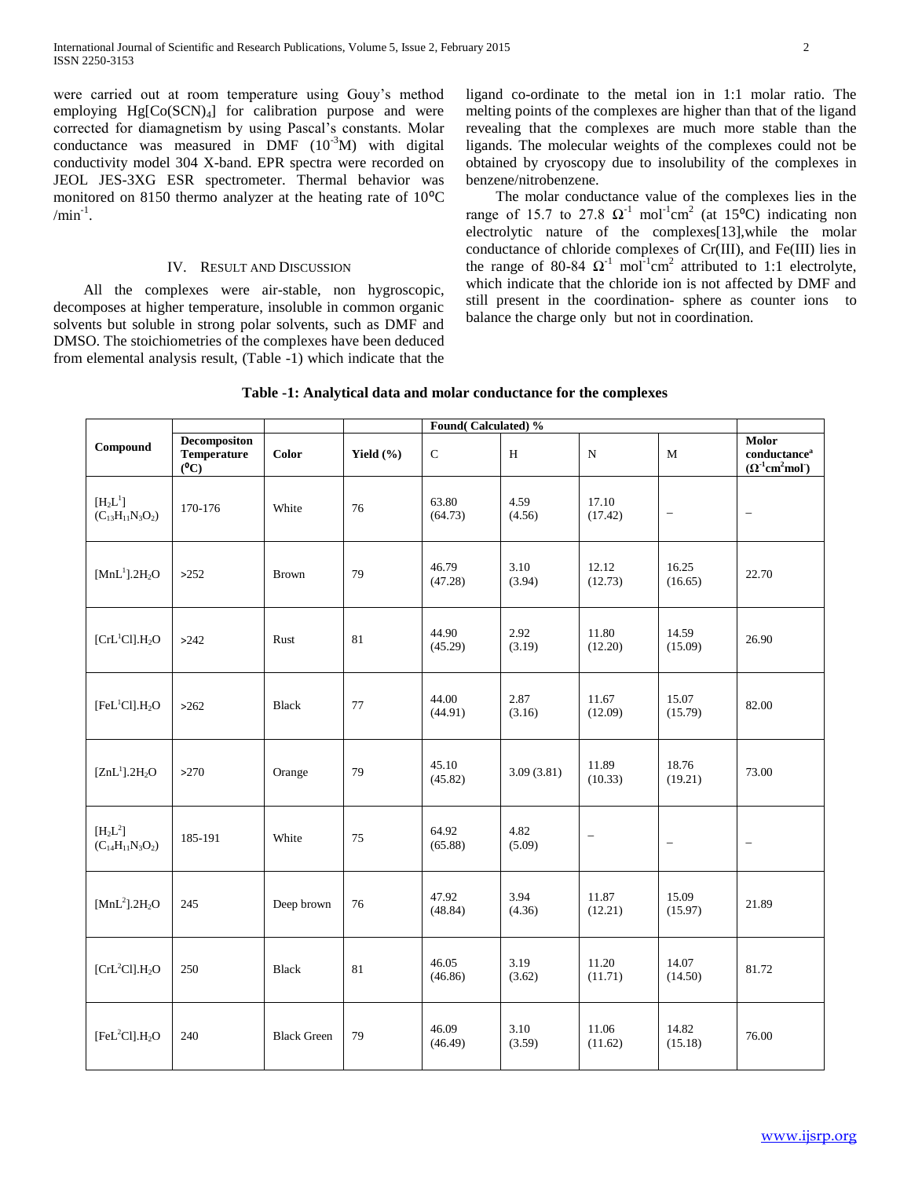were carried out at room temperature using Gouy's method employing $Hg[Co(SCN)_4]$ for calibration purpose and were corrected for diamagnetism by using Pascal's constants. Molar conductance was measured in DMF ($10^{-3}$M) with digital conductivity model 304 X-band. EPR spectra were recorded on JEOL JES-3XG ESR spectrometer. Thermal behavior was monitored on 8150 thermo analyzer at the heating rate of 10⁰C /min$^{-1}$.

## IV. Result and Discussion

All the complexes were air-stable, non hygroscopic, decomposes at higher temperature, insoluble in common organic solvents but soluble in strong polar solvents, such as DMF and DMSO. The stoichiometries of the complexes have been deduced from elemental analysis result, (Table -1) which indicate that the ligand co-ordinate to the metal ion in 1:1 molar ratio. The melting points of the complexes are higher than that of the ligand revealing that the complexes are much more stable than the ligands. The molecular weights of the complexes could not be obtained by cryoscopy due to insolubility of the complexes in benzene/nitrobenzene.

The molar conductance value of the complexes lies in the range of 15.7 to 27.8 $\Omega^{-1}$ mol$^{-1}$cm$^2$ (at 15⁰C) indicating non electrolytic nature of the complexes[13],while the molar conductance of chloride complexes of Cr(III), and Fe(III) lies in the range of 80-84 $\Omega^{-1}$ mol$^{-1}$cm$^2$ attributed to 1:1 electrolyte, which indicate that the chloride ion is not affected by DMF and still present in the coordination- sphere as counter ions to balance the charge only but not in coordination.

**Table -1: Analytical data and molar conductance for the complexes**

| Compound | Decompositon Temperature (⁰C) | Color | Yield (%) | Found( Calculated) % | | | | Molor conductance[a] ($\Omega^{-1}$cm$^2$mol$^{-1}$) |
|---|---|---|---|---|---|---|---|---|
| | | | | C | H | N | M | |
| $[H_2L^1]$ ($C_{13}H_{11}N_3O_2$) | 170-176 | White | 76 | 63.80 (64.73) | 4.59 (4.56) | 17.10 (17.42) | – | – |
| $[MnL^1].2H_2O$ | >252 | Brown | 79 | 46.79 (47.28) | 3.10 (3.94) | 12.12 (12.73) | 16.25 (16.65) | 22.70 |
| $[CrL^1Cl].H_2O$ | >242 | Rust | 81 | 44.90 (45.29) | 2.92 (3.19) | 11.80 (12.20) | 14.59 (15.09) | 26.90 |
| $[FeL^1Cl].H_2O$ | >262 | Black | 77 | 44.00 (44.91) | 2.87 (3.16) | 11.67 (12.09) | 15.07 (15.79) | 82.00 |
| $[ZnL^1].2H_2O$ | >270 | Orange | 79 | 45.10 (45.82) | 3.09 (3.81) | 11.89 (10.33) | 18.76 (19.21) | 73.00 |
| $[H_2L^2]$ ($C_{14}H_{11}N_3O_2$) | 185-191 | White | 75 | 64.92 (65.88) | 4.82 (5.09) | – | – | – |
| $[MnL^2].2H_2O$ | 245 | Deep brown | 76 | 47.92 (48.84) | 3.94 (4.36) | 11.87 (12.21) | 15.09 (15.97) | 21.89 |
| $[CrL^2Cl].H_2O$ | 250 | Black | 81 | 46.05 (46.86) | 3.19 (3.62) | 11.20 (11.71) | 14.07 (14.50) | 81.72 |
| $[FeL^2Cl].H_2O$ | 240 | Black Green | 79 | 46.09 (46.49) | 3.10 (3.59) | 11.06 (11.62) | 14.82 (15.18) | 76.00 |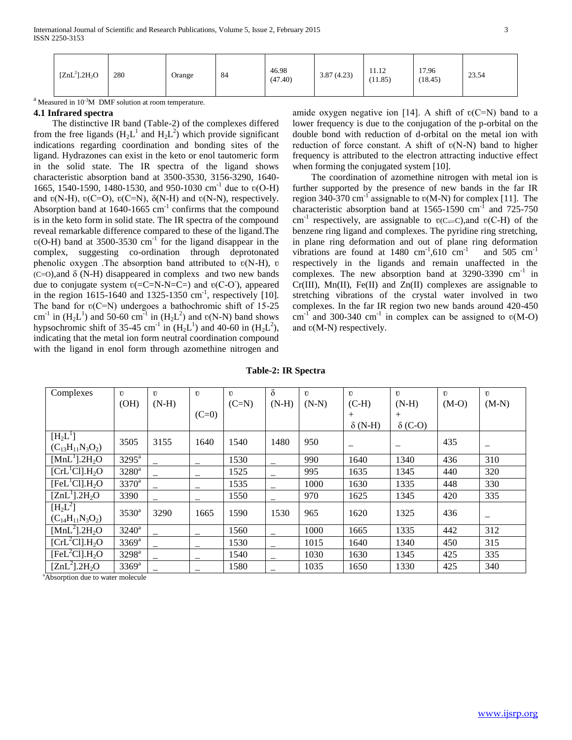| $[ZnL^2].2H_2O$ | 280 | Orange | 84 | 46.98 (47.40) | 3.87 (4.23) | 11.12 (11.85) | 17.96 (18.45) | 23.54 |
|---|---|---|---|---|---|---|---|---|

[a] Measured in $10^{-3}$M DMF solution at room temperature.

### 4.1 Infrared spectra

The distinctive IR band (Table-2) of the complexes differed from the free ligands ($H_2L^1$ and $H_2L^2$) which provide significant indications regarding coordination and bonding sites of the ligand. Hydrazones can exist in the keto or enol tautomeric form in the solid state. The IR spectra of the ligand shows characteristic absorption band at 3500-3530, 3156-3290, 1640-1665, 1540-1590, 1480-1530, and 950-1030 $cm^{-1}$ due to υ(O-H) and υ(N-H), υ(C=O), υ(C=N), δ(N-H) and υ(N-N), respectively. Absorption band at 1640-1665 $cm^{-1}$ confirms that the compound is in the keto form in solid state. The IR spectra of the compound reveal remarkable difference compared to these of the ligand.The υ(O-H) band at 3500-3530 $cm^{-1}$ for the ligand disappear in the complex, suggesting co-ordination through deprotonated phenolic oxygen .The absorption band attributed to υ(N-H), υ(C=O),and δ (N-H) disappeared in complexes and two new bands due to conjugate system υ(=C=N-N=C=) and υ(C-O$^-$), appeared in the region 1615-1640 and 1325-1350 $cm^{-1}$, respectively [10]. The band for υ(C=N) undergoes a bathochromic shift of 15-25 $cm^{-1}$ in ($H_2L^1$) and 50-60 $cm^{-1}$ in ($H_2L^2$) and υ(N-N) band shows hypsochromic shift of 35-45 $cm^{-1}$ in ($H_2L^1$) and 40-60 in ($H_2L^2$), indicating that the metal ion form neutral coordination compound with the ligand in enol form through azomethine nitrogen and amide oxygen negative ion [14]. A shift of υ(C=N) band to a lower frequency is due to the conjugation of the p-orbital on the double bond with reduction of d-orbital on the metal ion with reduction of force constant. A shift of υ(N-N) band to higher frequency is attributed to the electron attracting inductive effect when forming the conjugated system [10].

The coordination of azomethine nitrogen with metal ion is further supported by the presence of new bands in the far IR region 340-370 $cm^{-1}$ assignable to υ(M-N) for complex [11]. The characteristic absorption band at 1565-1590 $cm^{-1}$ and 725-750 $cm^{-1}$ respectively, are assignable to υ(C═C),and υ(C-H) of the benzene ring ligand and complexes. The pyridine ring stretching, in plane ring deformation and out of plane ring deformation vibrations are found at 1480 $cm^{-1}$,610 $cm^{-1}$ and 505 $cm^{-1}$ respectively in the ligands and remain unaffected in the complexes. The new absorption band at 3290-3390 $cm^{-1}$ in Cr(III), Mn(II), Fe(II) and Zn(II) complexes are assignable to stretching vibrations of the crystal water involved in two complexes. In the far IR region two new bands around 420-450 $cm^{-1}$ and 300-340 $cm^{-1}$ in complex can be assigned to υ(M-O) and υ(M-N) respectively.

**Table-2: IR Spectra**

| Complexes | υ (OH) | υ (N-H) | υ (C=0) | υ (C=N) | δ (N-H) | υ (N-N) | υ (C-H) + δ (N-H) | υ (N-H) + δ (C-O) | υ (M-O) | υ (M-N) |
|---|---|---|---|---|---|---|---|---|---|---|
| $[H_2L^1]$ $(C_{13}H_{11}N_3O_2)$ | 3505 | 3155 | 1640 | 1540 | 1480 | 950 | _ | _ | 435 | _ |
| $[MnL^1].2H_2O$ | 3295[a] | _ | _ | 1530 | _ | 990 | 1640 | 1340 | 436 | 310 |
| $[CrL^1Cl].H_2O$ | 3280[a] | _ | _ | 1525 | _ | 995 | 1635 | 1345 | 440 | 320 |
| $[FeL^1Cl].H_2O$ | 3370[a] | _ | _ | 1535 | _ | 1000 | 1630 | 1335 | 448 | 330 |
| $[ZnL^1].2H_2O$ | 3390 | _ | _ | 1550 | _ | 970 | 1625 | 1345 | 420 | 335 |
| $[H_2L^2]$ $(C_{14}H_{11}N_3O_2)$ | 3530[a] | 3290 | 1665 | 1590 | 1530 | 965 | 1620 | 1325 | 436 | _ |
| $[MnL^2].2H_2O$ | 3240[a] | _ | _ | 1560 | _ | 1000 | 1665 | 1335 | 442 | 312 |
| $[CrL^2Cl].H_2O$ | 3369[a] | _ | _ | 1530 | _ | 1015 | 1640 | 1340 | 450 | 315 |
| $[FeL^2Cl].H_2O$ | 3298[a] | _ | _ | 1540 | _ | 1030 | 1630 | 1345 | 425 | 335 |
| $[ZnL^2].2H_2O$ | 3369[a] | _ | _ | 1580 | _ | 1035 | 1650 | 1330 | 425 | 340 |

[a]Absorption due to water molecule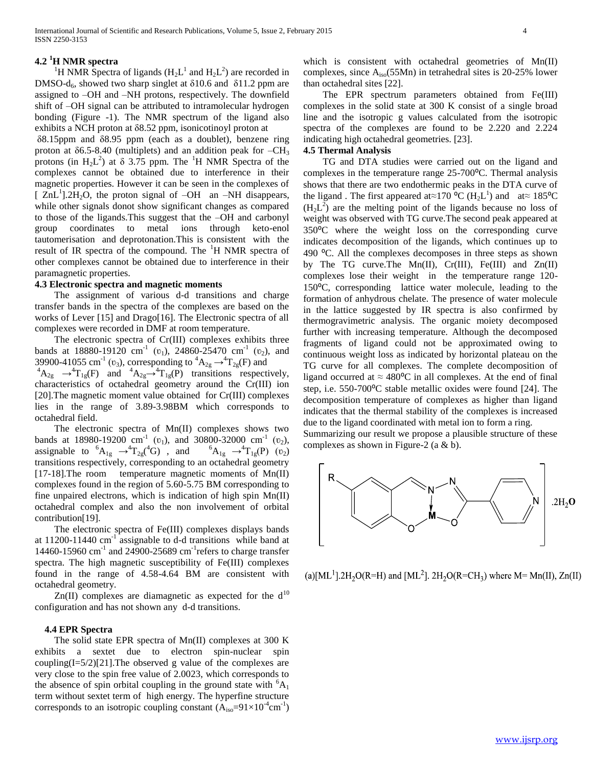### 4.2 $^{1}$H NMR spectra

$^{1}$H NMR Spectra of ligands ($H_2L^1$ and $H_2L^2$) are recorded in DMSO-$d_6$, showed two sharp singlet at δ10.6 and δ11.2 ppm are assigned to –OH and –NH protons, respectively. The downfield shift of –OH signal can be attributed to intramolecular hydrogen bonding (Figure -1). The NMR spectrum of the ligand also exhibits a NCH proton at δ8.52 ppm, isonicotinoyl proton at δ8.15ppm and δ8.95 ppm (each as a doublet), benzene ring proton at δ6.5-8.40 (multiplets) and an addition peak for $-CH_3$ protons (in $H_2L^2$) at δ 3.75 ppm. The $^{1}$H NMR Spectra of the complexes cannot be obtained due to interference in their magnetic properties. However it can be seen in the complexes of [ $ZnL^1$].2$H_2O$, the proton signal of –OH an –NH disappears, while other signals donot show significant changes as compared to those of the ligands.This suggest that the –OH and carbonyl group coordinates to metal ions through keto-enol tautomerisation and deprotonation.This is consistent with the result of IR spectra of the compound. The $^{1}$H NMR spectra of other complexes cannot be obtained due to interference in their paramagnetic properties.

### 4.3 Electronic spectra and magnetic moments

The assignment of various d-d transitions and charge transfer bands in the spectra of the complexes are based on the works of Lever [15] and Drago[16]. The Electronic spectra of all complexes were recorded in DMF at room temperature.

The electronic spectra of Cr(III) complexes exhibits three bands at 18880-19120 cm$^{-1}$ ($\upsilon_1$), 24860-25470 cm$^{-1}$ ($\upsilon_2$), and 39900-41055 cm$^{-1}$ ($\upsilon_3$), corresponding to $^4A_{2g} \rightarrow {}^4T_{2g}(F)$ and $^4A_{2g} \rightarrow {}^4T_{1g}(F)$ and $^4A_{2g} \rightarrow {}^4T_{1g}(P)$ transitions respectively, characteristics of octahedral geometry around the Cr(III) ion [20].The magnetic moment value obtained for Cr(III) complexes lies in the range of 3.89-3.98BM which corresponds to octahedral field.

The electronic spectra of Mn(II) complexes shows two bands at 18980-19200 cm$^{-1}$ ($\upsilon_1$), and 30800-32000 cm$^{-1}$ ($\upsilon_2$), assignable to $^6A_{1g} \rightarrow {}^4T_{2g}({}^4G)$ , and $^6A_{1g} \rightarrow {}^4T_{1g}(P)$ ($\upsilon_2$) transitions respectively, corresponding to an octahedral geometry [17-18].The room temperature magnetic moments of Mn(II) complexes found in the region of 5.60-5.75 BM corresponding to fine unpaired electrons, which is indication of high spin Mn(II) octahedral complex and also the non involvement of orbital contribution[19].

The electronic spectra of Fe(III) complexes displays bands at 11200-11440 cm$^{-1}$ assignable to d-d transitions while band at 14460-15960 cm$^{-1}$ and 24900-25689 cm$^{-1}$refers to charge transfer spectra. The high magnetic susceptibility of Fe(III) complexes found in the range of 4.58-4.64 BM are consistent with octahedral geometry.

Zn(II) complexes are diamagnetic as expected for the $d^{10}$ configuration and has not shown any d-d transitions.

### 4.4 EPR Spectra

The solid state EPR spectra of Mn(II) complexes at 300 K exhibits a sextet due to electron spin-nuclear spin coupling(I=5/2)[21].The observed g value of the complexes are very close to the spin free value of 2.0023, which corresponds to the absence of spin orbital coupling in the ground state with $^6A_1$ term without sextet term of high energy. The hyperfine structure corresponds to an isotropic coupling constant ($A_{iso}$=91×10$^{-4}$cm$^{-1}$) which is consistent with octahedral geometries of Mn(II) complexes, since $A_{iso}$(55Mn) in tetrahedral sites is 20-25% lower than octahedral sites [22].

The EPR spectrum parameters obtained from Fe(III) complexes in the solid state at 300 K consist of a single broad line and the isotropic g values calculated from the isotropic spectra of the complexes are found to be 2.220 and 2.224 indicating high octahedral geometries. [23].

### 4.5 Thermal Analysis

TG and DTA studies were carried out on the ligand and complexes in the temperature range 25-700⁰C. Thermal analysis shows that there are two endothermic peaks in the DTA curve of the ligand . The first appeared at≈170 ⁰C ($H_2L^1$) and at≈ 185⁰C ($H_2L^2$) are the melting point of the ligands because no loss of weight was observed with TG curve.The second peak appeared at 350⁰C where the weight loss on the corresponding curve indicates decomposition of the ligands, which continues up to 490 ⁰C. All the complexes decomposes in three steps as shown by The TG curve.The Mn(II), Cr(III), Fe(III) and Zn(II) complexes lose their weight in the temperature range 120-150⁰C, corresponding lattice water molecule, leading to the formation of anhydrous chelate. The presence of water molecule in the lattice suggested by IR spectra is also confirmed by thermogravimetric analysis. The organic moiety decomposed further with increasing temperature. Although the decomposed fragments of ligand could not be approximated owing to continuous weight loss as indicated by horizontal plateau on the TG curve for all complexes. The complete decomposition of ligand occurred at ≈ 480⁰C in all complexes. At the end of final step, i.e. 550-700⁰C stable metallic oxides were found [24]. The decomposition temperature of complexes as higher than ligand indicates that the thermal stability of the complexes is increased due to the ligand coordinated with metal ion to form a ring.

Summarizing our result we propose a plausible structure of these complexes as shown in Figure-2 (a & b).

(a)[$ML^1$].2$H_2O$(R=H) and [$ML^2$]. 2$H_2O$(R=$CH_3$) where M= Mn(II), Zn(II)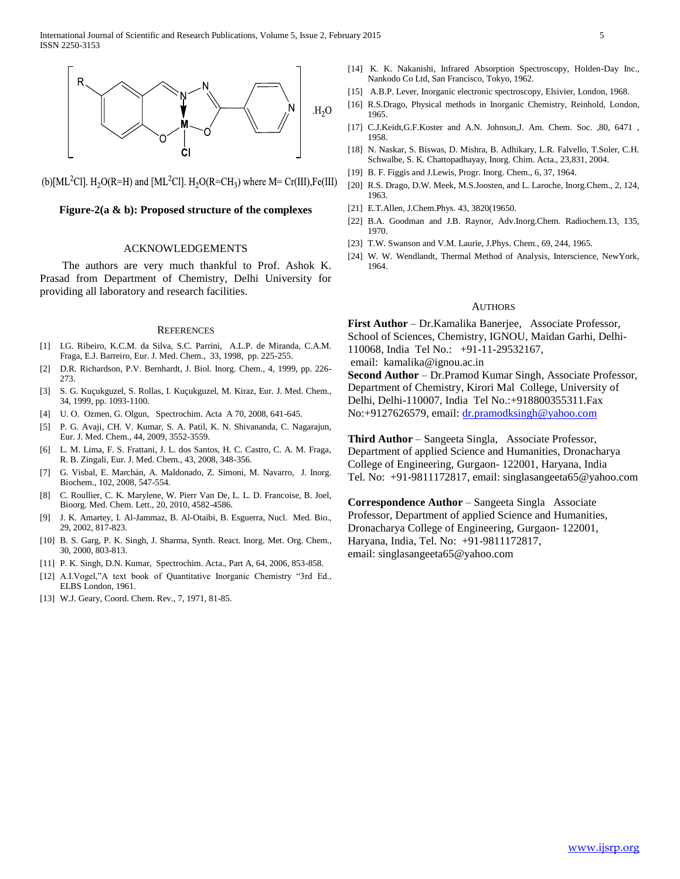(b)$[ML^2Cl]. H_2O$(R=H) and $[ML^2Cl]. H_2O$($R=CH_3$) where M= Cr(III),Fe(III)

**Figure-2(a & b): Proposed structure of the complexes**

## ACKNOWLEDGEMENTS

The authors are very much thankful to Prof. Ashok K. Prasad from Department of Chemistry, Delhi University for providing all laboratory and research facilities.

## REFERENCES

[1] I.G. Ribeiro, K.C.M. da Silva, S.C. Parrini, A.L.P. de Miranda, C.A.M. Fraga, E.J. Barreiro, Eur. J. Med. Chem., 33, 1998, pp. 225-255.

[2] D.R. Richardson, P.V. Bernhardt, J. Biol. Inorg. Chem., 4, 1999, pp. 226-273.

[3] S. G. Kuçukguzel, S. Rollas, I. Kuçukguzel, M. Kiraz, Eur. J. Med. Chem., 34, 1999, pp. 1093-1100.

[4] U. O. Ozmen, G. Olgun, Spectrochim. Acta A 70, 2008, 641-645.

[5] P. G. Avaji, CH. V. Kumar, S. A. Patil, K. N. Shivananda, C. Nagarajun, Eur. J. Med. Chem., 44, 2009, 3552-3559.

[6] L. M. Lima, F. S. Frattani, J. L. dos Santos, H. C. Castro, C. A. M. Fraga, R. B. Zingali, Eur. J. Med. Chem., 43, 2008, 348-356.

[7] G. Visbal, E. Marchán, A. Maldonado, Z. Simoni, M. Navarro, J. Inorg. Biochem., 102, 2008, 547-554.

[8] C. Roullier, C. K. Marylene, W. Pierr Van De, L. L. D. Francoise, B. Joel, Bioorg. Med. Chem. Lett., 20, 2010, 4582-4586.

[9] J. K. Amartey, I. Al-Jammaz, B. Al-Otaibi, B. Esguerra, Nucl. Med. Bio., 29, 2002, 817-823.

[10] B. S. Garg, P. K. Singh, J. Sharma, Synth. React. Inorg. Met. Org. Chem., 30, 2000, 803-813.

[11] P. K. Singh, D.N. Kumar, Spectrochim. Acta., Part A, 64, 2006, 853-858.

[12] A.I.Vogel,"A text book of Quantitative Inorganic Chemistry "3rd Ed., ELBS London, 1961.

[13] W.J. Geary, Coord. Chem. Rev., 7, 1971, 81-85.

[14] K. K. Nakanishi, Infrared Absorption Spectroscopy, Holden-Day Inc., Nankodo Co Ltd, San Francisco, Tokyo, 1962.

[15] A.B.P. Lever, Inorganic electronic spectroscopy, Elsivier, London, 1968.

[16] R.S.Drago, Physical methods in Inorganic Chemistry, Reinhold, London, 1965.

[17] C.J.Keidt,G.F.Koster and A.N. Johnson,J. Am. Chem. Soc. ,80, 6471 , 1958.

[18] N. Naskar, S. Biswas, D. Mishra, B. Adhikary, L.R. Falvello, T.Soler, C.H. Schwalbe, S. K. Chattopadhayay, Inorg. Chim. Acta., 23,831, 2004.

[19] B. F. Figgis and J.Lewis, Progr. Inorg. Chem., 6, 37, 1964.

[20] R.S. Drago, D.W. Meek, M.S.Joosten, and L. Laroche, Inorg.Chem., 2, 124, 1963.

[21] E.T.Allen, J.Chem.Phys. 43, 3820(19650.

[22] B.A. Goodman and J.B. Raynor, Adv.Inorg.Chem. Radiochem.13, 135, 1970.

[23] T.W. Swanson and V.M. Laurie, J.Phys. Chem., 69, 244, 1965.

[24] W. W. Wendlandt, Thermal Method of Analysis, Interscience, NewYork, 1964.

## AUTHORS

**First Author** – Dr.Kamalika Banerjee, Associate Professor, School of Sciences, Chemistry, IGNOU, Maidan Garhi, Delhi-110068, India Tel No.: +91-11-29532167, email: kamalika@ignou.ac.in

**Second Author** – Dr.Pramod Kumar Singh, Associate Professor, Department of Chemistry, Kirori Mal College, University of Delhi, Delhi-110007, India Tel No.:+918800355311.Fax No:+9127626579, email: dr.pramodksingh@yahoo.com

**Third Author** – Sangeeta Singla, Associate Professor, Department of applied Science and Humanities, Dronacharya College of Engineering, Gurgaon- 122001, Haryana, India Tel. No: +91-9811172817, email: singlasangeeta65@yahoo.com

**Correspondence Author** – Sangeeta Singla Associate Professor, Department of applied Science and Humanities, Dronacharya College of Engineering, Gurgaon- 122001, Haryana, India, Tel. No: +91-9811172817, email: singlasangeeta65@yahoo.com